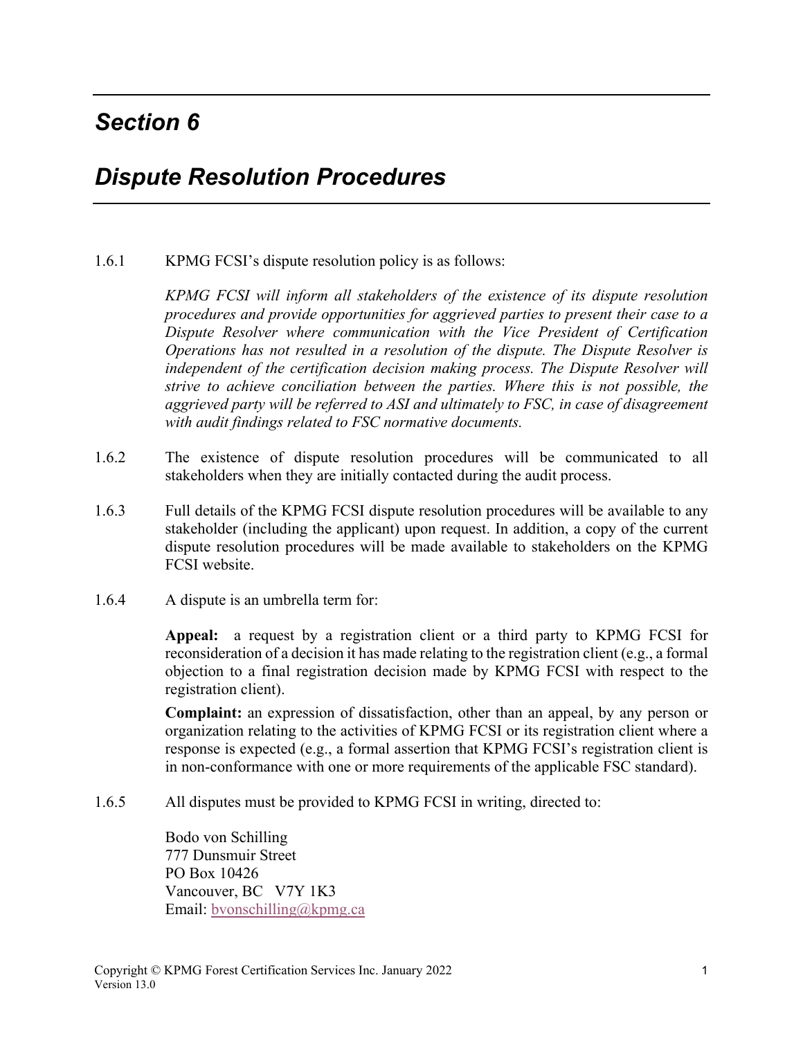# *Section 6*

# *Dispute Resolution Procedures*

1.6.1 KPMG FCSI's dispute resolution policy is as follows:

*KPMG FCSI will inform all stakeholders of the existence of its dispute resolution procedures and provide opportunities for aggrieved parties to present their case to a Dispute Resolver where communication with the Vice President of Certification Operations has not resulted in a resolution of the dispute. The Dispute Resolver is independent of the certification decision making process. The Dispute Resolver will strive to achieve conciliation between the parties. Where this is not possible, the aggrieved party will be referred to ASI and ultimately to FSC, in case of disagreement with audit findings related to FSC normative documents.*

1.6.2 The existence of dispute resolution procedures will be communicated to all stakeholders when they are initially contacted during the audit process.

1.6.3 Full details of the KPMG FCSI dispute resolution procedures will be available to any stakeholder (including the applicant) upon request. In addition, a copy of the current dispute resolution procedures will be made available to stakeholders on the KPMG FCSI website.

1.6.4 A dispute is an umbrella term for:

**Appeal:** a request by a registration client or a third party to KPMG FCSI for reconsideration of a decision it has made relating to the registration client (e.g., a formal objection to a final registration decision made by KPMG FCSI with respect to the registration client).

**Complaint:** an expression of dissatisfaction, other than an appeal, by any person or organization relating to the activities of KPMG FCSI or its registration client where a response is expected (e.g., a formal assertion that KPMG FCSI's registration client is in non-conformance with one or more requirements of the applicable FSC standard).

1.6.5 All disputes must be provided to KPMG FCSI in writing, directed to:

Bodo von Schilling
777 Dunsmuir Street
PO Box 10426
Vancouver, BC V7Y 1K3
Email: bvonschilling@kpmg.ca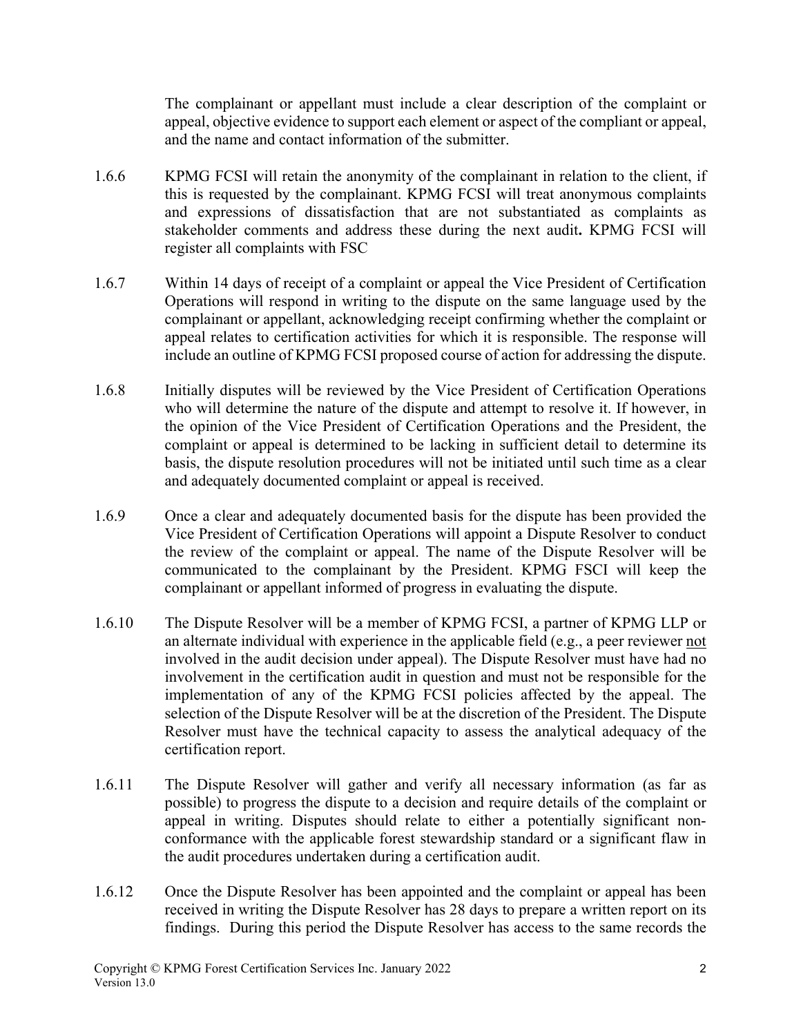The complainant or appellant must include a clear description of the complaint or appeal, objective evidence to support each element or aspect of the compliant or appeal, and the name and contact information of the submitter.

1.6.6 KPMG FCSI will retain the anonymity of the complainant in relation to the client, if this is requested by the complainant. KPMG FCSI will treat anonymous complaints and expressions of dissatisfaction that are not substantiated as complaints as stakeholder comments and address these during the next audit**.** KPMG FCSI will register all complaints with FSC

1.6.7 Within 14 days of receipt of a complaint or appeal the Vice President of Certification Operations will respond in writing to the dispute on the same language used by the complainant or appellant, acknowledging receipt confirming whether the complaint or appeal relates to certification activities for which it is responsible. The response will include an outline of KPMG FCSI proposed course of action for addressing the dispute.

1.6.8 Initially disputes will be reviewed by the Vice President of Certification Operations who will determine the nature of the dispute and attempt to resolve it. If however, in the opinion of the Vice President of Certification Operations and the President, the complaint or appeal is determined to be lacking in sufficient detail to determine its basis, the dispute resolution procedures will not be initiated until such time as a clear and adequately documented complaint or appeal is received.

1.6.9 Once a clear and adequately documented basis for the dispute has been provided the Vice President of Certification Operations will appoint a Dispute Resolver to conduct the review of the complaint or appeal. The name of the Dispute Resolver will be communicated to the complainant by the President. KPMG FSCI will keep the complainant or appellant informed of progress in evaluating the dispute.

1.6.10 The Dispute Resolver will be a member of KPMG FCSI, a partner of KPMG LLP or an alternate individual with experience in the applicable field (e.g., a peer reviewer <u>not</u> involved in the audit decision under appeal). The Dispute Resolver must have had no involvement in the certification audit in question and must not be responsible for the implementation of any of the KPMG FCSI policies affected by the appeal. The selection of the Dispute Resolver will be at the discretion of the President. The Dispute Resolver must have the technical capacity to assess the analytical adequacy of the certification report.

1.6.11 The Dispute Resolver will gather and verify all necessary information (as far as possible) to progress the dispute to a decision and require details of the complaint or appeal in writing. Disputes should relate to either a potentially significant non-conformance with the applicable forest stewardship standard or a significant flaw in the audit procedures undertaken during a certification audit.

1.6.12 Once the Dispute Resolver has been appointed and the complaint or appeal has been received in writing the Dispute Resolver has 28 days to prepare a written report on its findings. During this period the Dispute Resolver has access to the same records the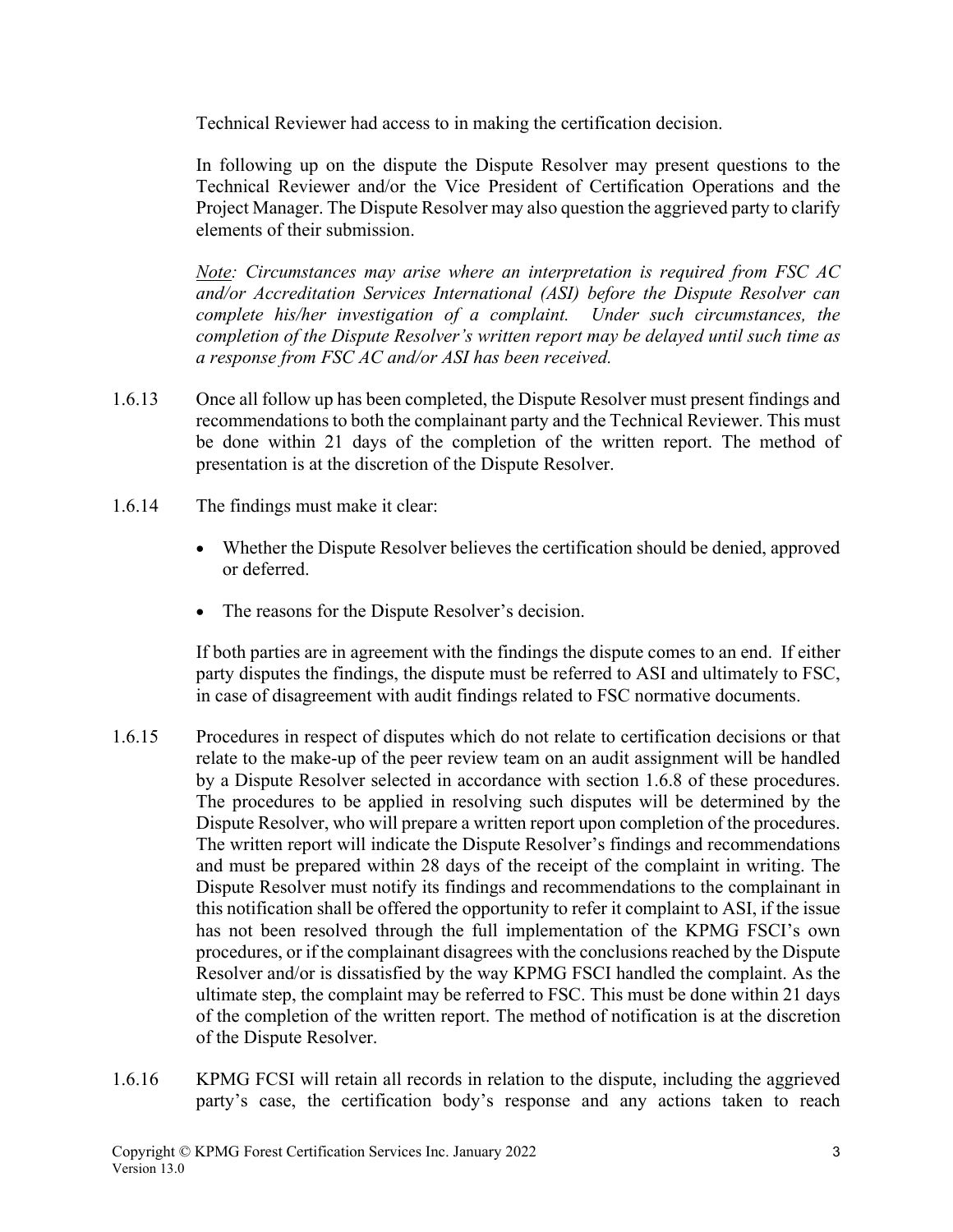Technical Reviewer had access to in making the certification decision.

In following up on the dispute the Dispute Resolver may present questions to the Technical Reviewer and/or the Vice President of Certification Operations and the Project Manager. The Dispute Resolver may also question the aggrieved party to clarify elements of their submission.

*<u>Note</u>: Circumstances may arise where an interpretation is required from FSC AC and/or Accreditation Services International (ASI) before the Dispute Resolver can complete his/her investigation of a complaint. Under such circumstances, the completion of the Dispute Resolver's written report may be delayed until such time as a response from FSC AC and/or ASI has been received.*

1.6.13 Once all follow up has been completed, the Dispute Resolver must present findings and recommendations to both the complainant party and the Technical Reviewer. This must be done within 21 days of the completion of the written report. The method of presentation is at the discretion of the Dispute Resolver.

1.6.14 The findings must make it clear:

- Whether the Dispute Resolver believes the certification should be denied, approved or deferred.
- The reasons for the Dispute Resolver's decision.

If both parties are in agreement with the findings the dispute comes to an end. If either party disputes the findings, the dispute must be referred to ASI and ultimately to FSC, in case of disagreement with audit findings related to FSC normative documents.

1.6.15 Procedures in respect of disputes which do not relate to certification decisions or that relate to the make-up of the peer review team on an audit assignment will be handled by a Dispute Resolver selected in accordance with section 1.6.8 of these procedures. The procedures to be applied in resolving such disputes will be determined by the Dispute Resolver, who will prepare a written report upon completion of the procedures. The written report will indicate the Dispute Resolver's findings and recommendations and must be prepared within 28 days of the receipt of the complaint in writing. The Dispute Resolver must notify its findings and recommendations to the complainant in this notification shall be offered the opportunity to refer it complaint to ASI, if the issue has not been resolved through the full implementation of the KPMG FSCI's own procedures, or if the complainant disagrees with the conclusions reached by the Dispute Resolver and/or is dissatisfied by the way KPMG FSCI handled the complaint. As the ultimate step, the complaint may be referred to FSC. This must be done within 21 days of the completion of the written report. The method of notification is at the discretion of the Dispute Resolver.

1.6.16 KPMG FCSI will retain all records in relation to the dispute, including the aggrieved party's case, the certification body's response and any actions taken to reach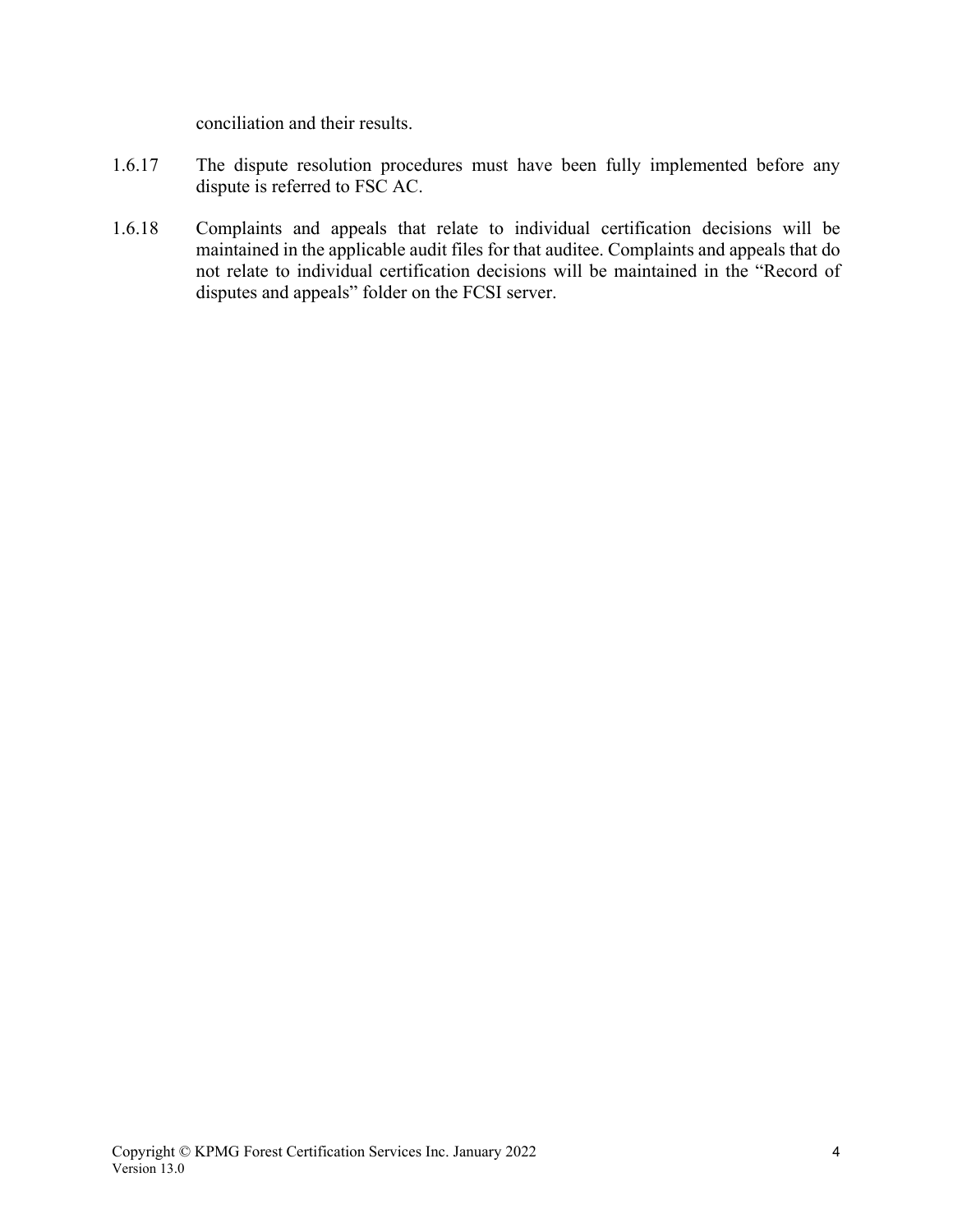conciliation and their results.

1.6.17 The dispute resolution procedures must have been fully implemented before any dispute is referred to FSC AC.

1.6.18 Complaints and appeals that relate to individual certification decisions will be maintained in the applicable audit files for that auditee. Complaints and appeals that do not relate to individual certification decisions will be maintained in the "Record of disputes and appeals" folder on the FCSI server.